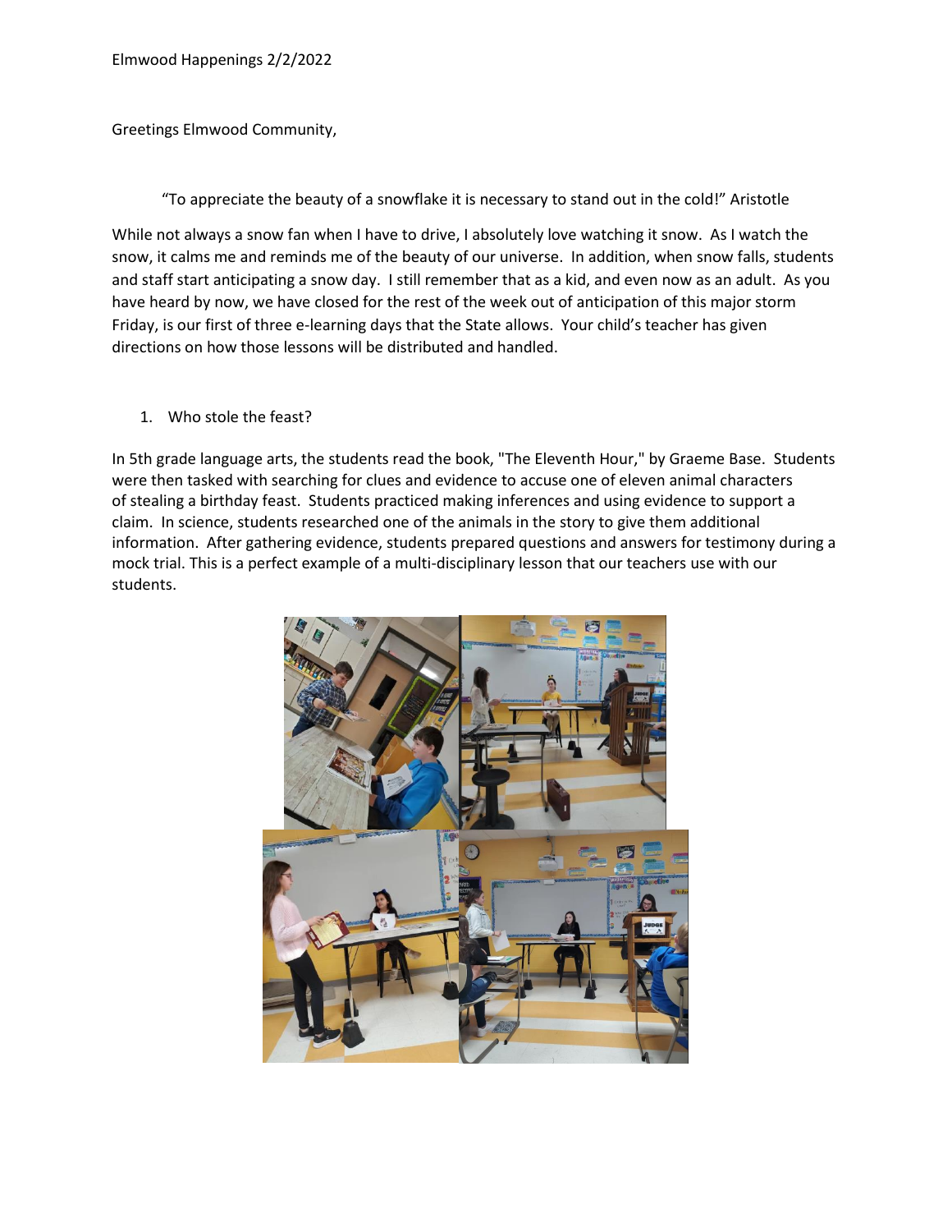Elmwood Happenings 2/2/2022

Greetings Elmwood Community,

"To appreciate the beauty of a snowflake it is necessary to stand out in the cold!" Aristotle

While not always a snow fan when I have to drive, I absolutely love watching it snow. As I watch the snow, it calms me and reminds me of the beauty of our universe. In addition, when snow falls, students and staff start anticipating a snow day. I still remember that as a kid, and even now as an adult. As you have heard by now, we have closed for the rest of the week out of anticipation of this major storm Friday, is our first of three e-learning days that the State allows. Your child's teacher has given directions on how those lessons will be distributed and handled.

1. Who stole the feast?

In 5th grade language arts, the students read the book, "The Eleventh Hour," by Graeme Base. Students were then tasked with searching for clues and evidence to accuse one of eleven animal characters of stealing a birthday feast. Students practiced making inferences and using evidence to support a claim. In science, students researched one of the animals in the story to give them additional information. After gathering evidence, students prepared questions and answers for testimony during a mock trial. This is a perfect example of a multi-disciplinary lesson that our teachers use with our students.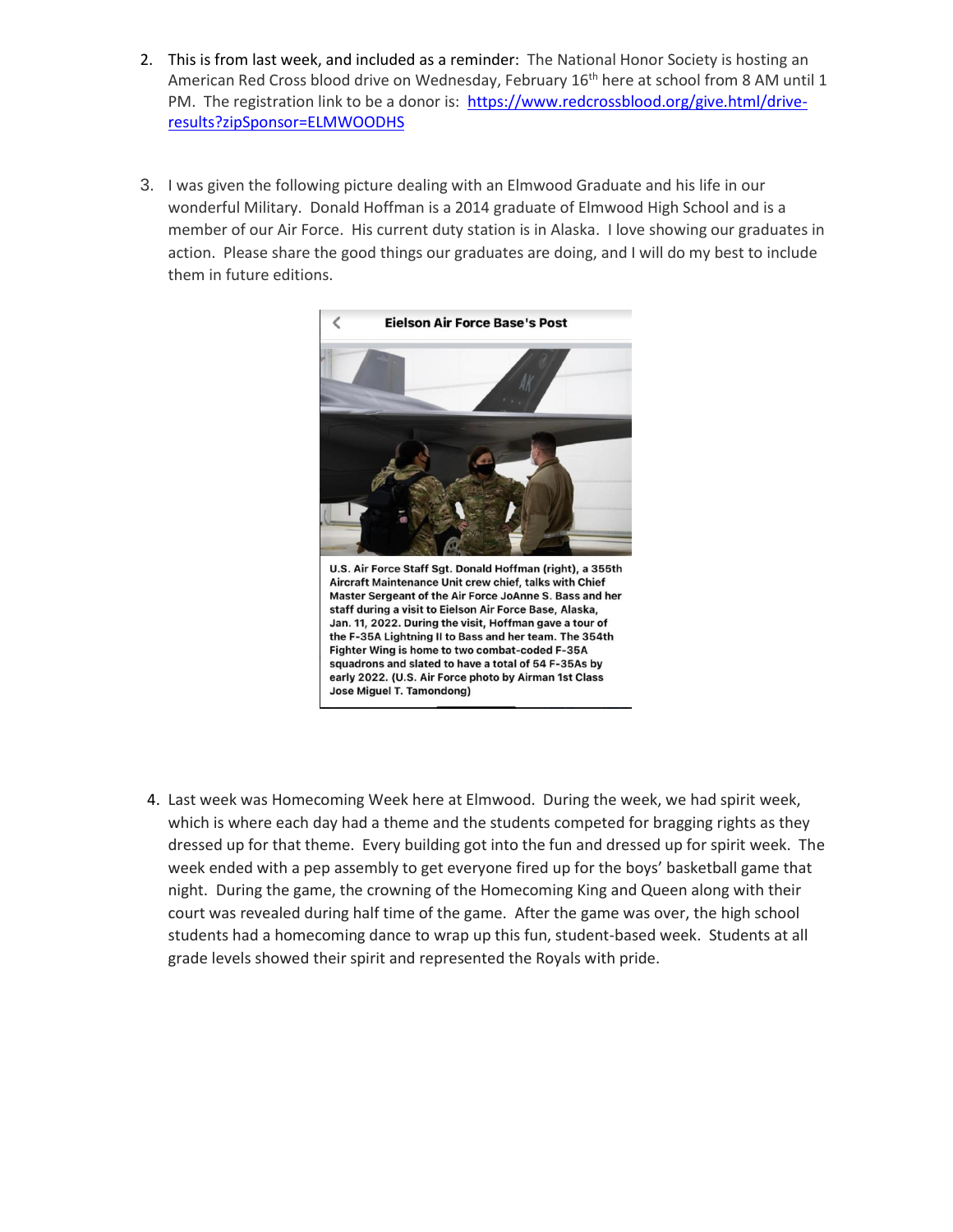2. This is from last week, and included as a reminder: The National Honor Society is hosting an American Red Cross blood drive on Wednesday, February 16th here at school from 8 AM until 1 PM. The registration link to be a donor is: [https://www.redcrossblood.org/give.html/drive-results?zipSponsor=ELMWOODHS](https://www.redcrossblood.org/give.html/drive-results?zipSponsor=ELMWOODHS)

3. I was given the following picture dealing with an Elmwood Graduate and his life in our wonderful Military. Donald Hoffman is a 2014 graduate of Elmwood High School and is a member of our Air Force. His current duty station is in Alaska. I love showing our graduates in action. Please share the good things our graduates are doing, and I will do my best to include them in future editions.

**Eielson Air Force Base's Post**

**U.S. Air Force Staff Sgt. Donald Hoffman (right), a 355th Aircraft Maintenance Unit crew chief, talks with Chief Master Sergeant of the Air Force JoAnne S. Bass and her staff during a visit to Eielson Air Force Base, Alaska, Jan. 11, 2022. During the visit, Hoffman gave a tour of the F-35A Lightning II to Bass and her team. The 354th Fighter Wing is home to two combat-coded F-35A squadrons and slated to have a total of 54 F-35As by early 2022. (U.S. Air Force photo by Airman 1st Class Jose Miguel T. Tamondong)**

4. Last week was Homecoming Week here at Elmwood. During the week, we had spirit week, which is where each day had a theme and the students competed for bragging rights as they dressed up for that theme. Every building got into the fun and dressed up for spirit week. The week ended with a pep assembly to get everyone fired up for the boys' basketball game that night. During the game, the crowning of the Homecoming King and Queen along with their court was revealed during half time of the game. After the game was over, the high school students had a homecoming dance to wrap up this fun, student-based week. Students at all grade levels showed their spirit and represented the Royals with pride.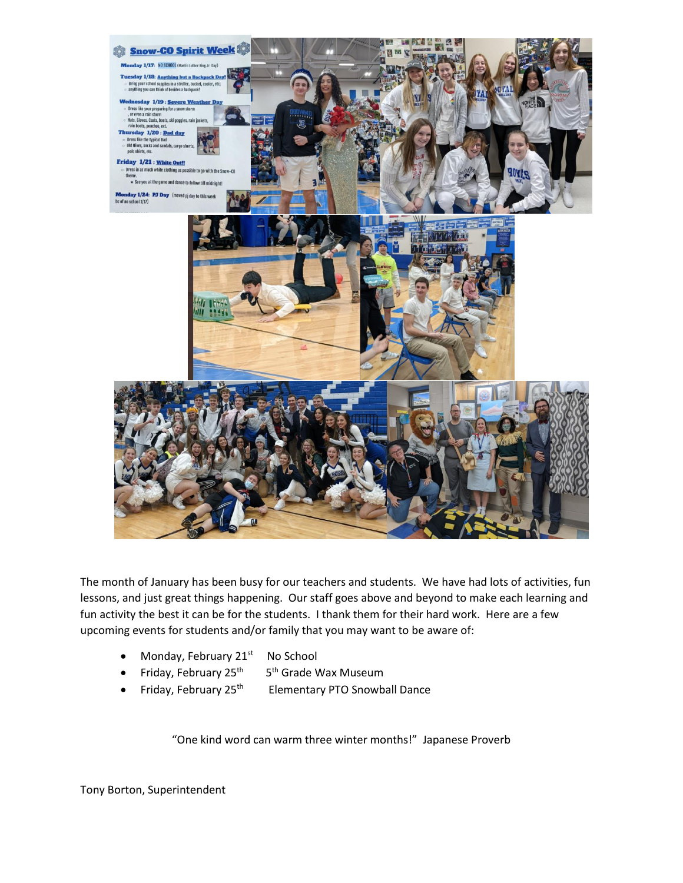The month of January has been busy for our teachers and students. We have had lots of activities, fun lessons, and just great things happening. Our staff goes above and beyond to make each learning and fun activity the best it can be for the students. I thank them for their hard work. Here are a few upcoming events for students and/or family that you may want to be aware of:

- Monday, February 21st No School
- Friday, February 25th 5th Grade Wax Museum
- Friday, February 25th Elementary PTO Snowball Dance

"One kind word can warm three winter months!" Japanese Proverb

Tony Borton, Superintendent